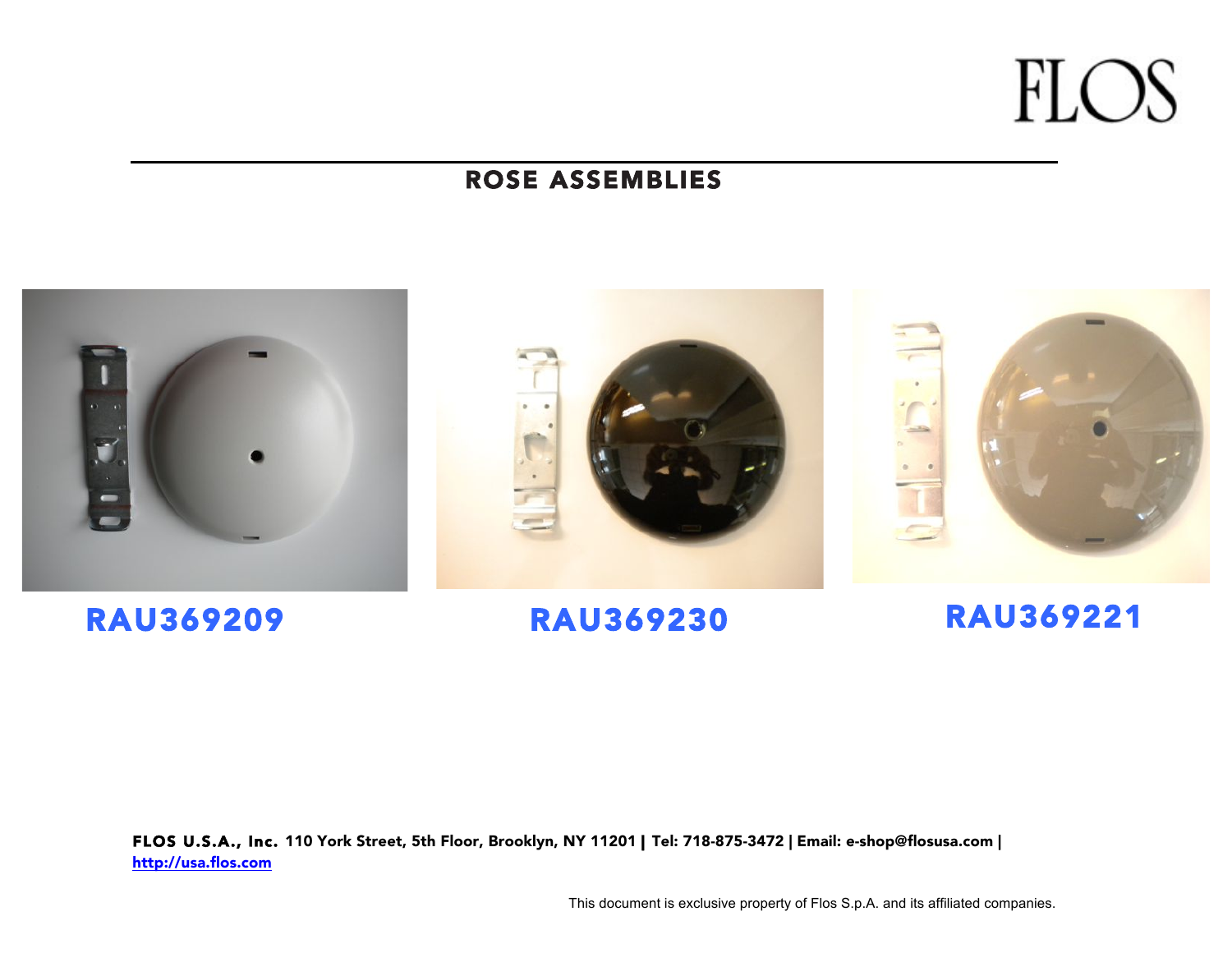# ROSE ASSEMBLIES

**RAU369209**

**RAU369230**

**RAU369221**

**FLOS U.S.A., Inc.** 110 York Street, 5th Floor, Brooklyn, NY 11201 | Tel: 718-875-3472 | Email: e-shop@flosusa.com | http://usa.flos.com

This document is exclusive property of Flos S.p.A. and its affiliated companies.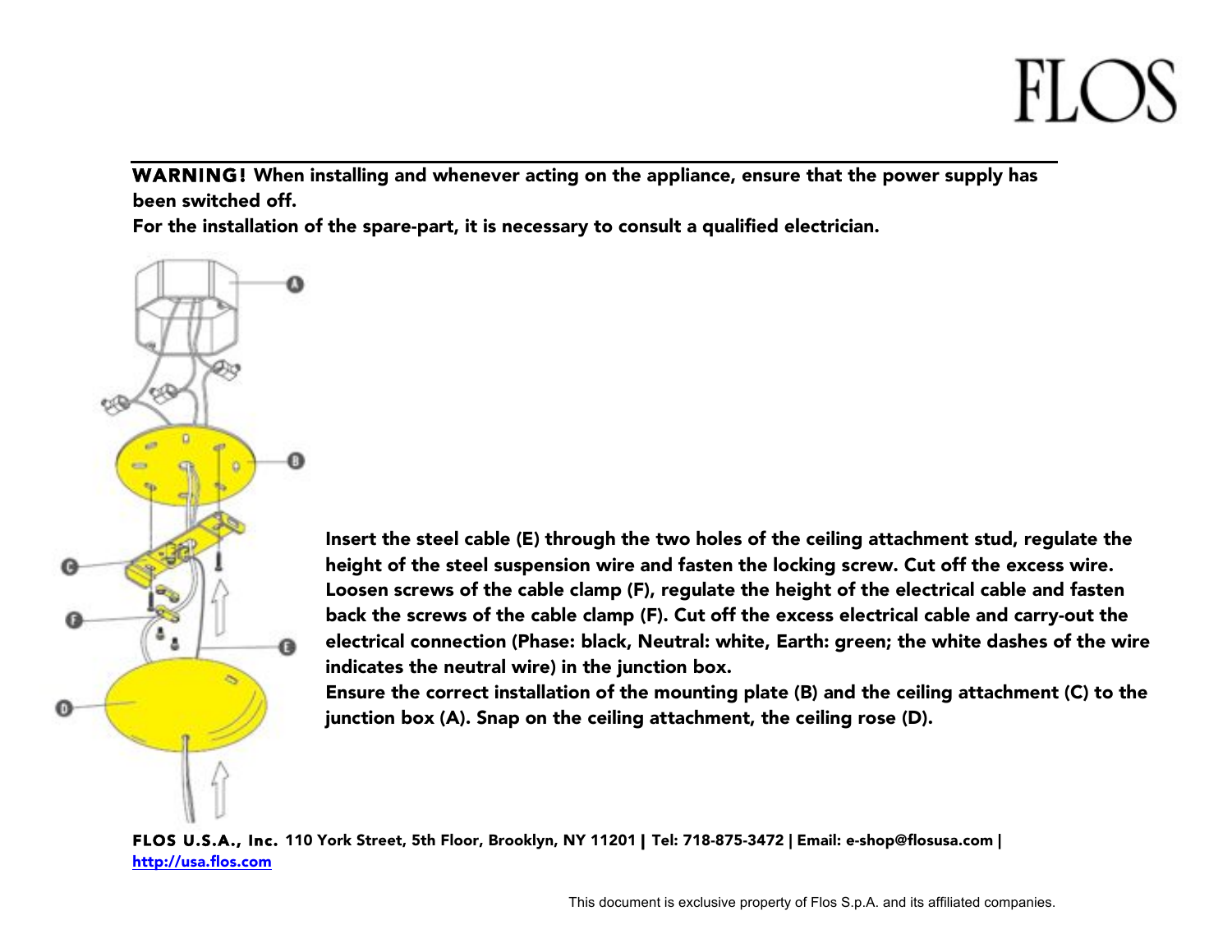**WARNING!** **When installing and whenever acting on the appliance, ensure that the power supply has been switched off.**
**For the installation of the spare-part, it is necessary to consult a qualified electrician.**

**Insert the steel cable (E) through the two holes of the ceiling attachment stud, regulate the height of the steel suspension wire and fasten the locking screw. Cut off the excess wire. Loosen screws of the cable clamp (F), regulate the height of the electrical cable and fasten back the screws of the cable clamp (F). Cut off the excess electrical cable and carry-out the electrical connection (Phase: black, Neutral: white, Earth: green; the white dashes of the wire indicates the neutral wire) in the junction box.**
**Ensure the correct installation of the mounting plate (B) and the ceiling attachment (C) to the junction box (A). Snap on the ceiling attachment, the ceiling rose (D).**

**FLOS U.S.A., Inc.** **110 York Street, 5th Floor, Brooklyn, NY 11201 | Tel: 718-875-3472 | Email: e-shop@flosusa.com |** **http://usa.flos.com**

This document is exclusive property of Flos S.p.A. and its affiliated companies.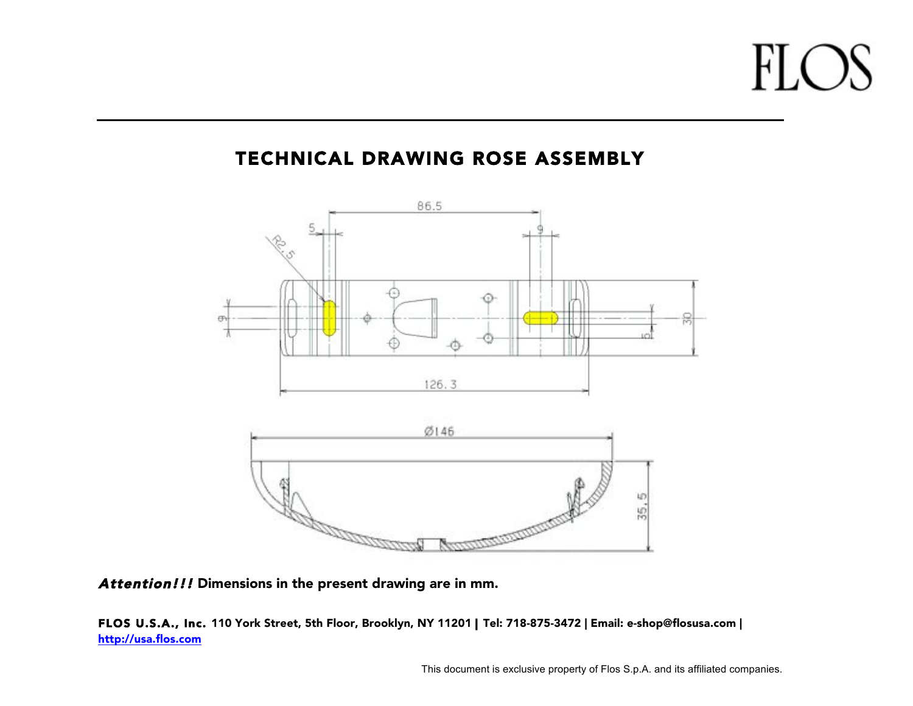## TECHNICAL DRAWING ROSE ASSEMBLY

86.5

5

R2.5

9

9

30

5

126.3

Ø146

35.5

***Attention!!!*** **Dimensions in the present drawing are in mm.**

**FLOS U.S.A., Inc. 110 York Street, 5th Floor, Brooklyn, NY 11201 | Tel: 718-875-3472 | Email: e-shop@flosusa.com | http://usa.flos.com**

This document is exclusive property of Flos S.p.A. and its affiliated companies.